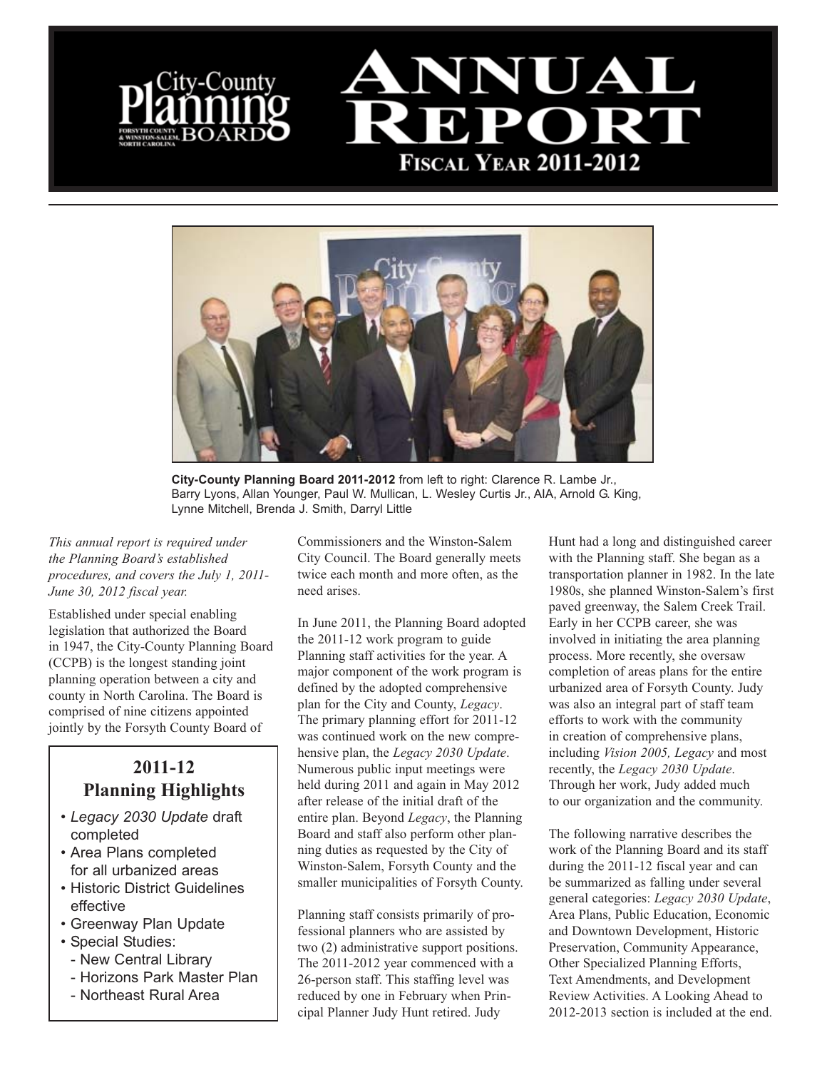# City-County Planning Board

FORSYTH COUNTY & WINSTON-SALEM, NORTH CAROLINA

# Annual Report

## Fiscal Year 2011-2012

**City-County Planning Board 2011-2012** from left to right: Clarence R. Lambe Jr., Barry Lyons, Allan Younger, Paul W. Mullican, L. Wesley Curtis Jr., AIA, Arnold G. King, Lynne Mitchell, Brenda J. Smith, Darryl Little

*This annual report is required under the Planning Board's established procedures, and covers the July 1, 2011-June 30, 2012 fiscal year.*

Established under special enabling legislation that authorized the Board in 1947, the City-County Planning Board (CCPB) is the longest standing joint planning operation between a city and county in North Carolina. The Board is comprised of nine citizens appointed jointly by the Forsyth County Board of Commissioners and the Winston-Salem City Council. The Board generally meets twice each month and more often, as the need arises.

> ### 2011-12 Planning Highlights
>
> - *Legacy 2030 Update* draft completed
> - Area Plans completed for all urbanized areas
> - Historic District Guidelines effective
> - Greenway Plan Update
> - Special Studies:
>   - New Central Library
>   - Horizons Park Master Plan
>   - Northeast Rural Area

In June 2011, the Planning Board adopted the 2011-12 work program to guide Planning staff activities for the year. A major component of the work program is defined by the adopted comprehensive plan for the City and County, *Legacy*. The primary planning effort for 2011-12 was continued work on the new comprehensive plan, the *Legacy 2030 Update*. Numerous public input meetings were held during 2011 and again in May 2012 after release of the initial draft of the entire plan. Beyond *Legacy*, the Planning Board and staff also perform other planning duties as requested by the City of Winston-Salem, Forsyth County and the smaller municipalities of Forsyth County.

Planning staff consists primarily of professional planners who are assisted by two (2) administrative support positions. The 2011-2012 year commenced with a 26-person staff. This staffing level was reduced by one in February when Principal Planner Judy Hunt retired. Judy Hunt had a long and distinguished career with the Planning staff. She began as a transportation planner in 1982. In the late 1980s, she planned Winston-Salem's first paved greenway, the Salem Creek Trail. Early in her CCPB career, she was involved in initiating the area planning process. More recently, she oversaw completion of areas plans for the entire urbanized area of Forsyth County. Judy was also an integral part of staff team efforts to work with the community in creation of comprehensive plans, including *Vision 2005, Legacy* and most recently, the *Legacy 2030 Update*. Through her work, Judy added much to our organization and the community.

The following narrative describes the work of the Planning Board and its staff during the 2011-12 fiscal year and can be summarized as falling under several general categories: *Legacy 2030 Update*, Area Plans, Public Education, Economic and Downtown Development, Historic Preservation, Community Appearance, Other Specialized Planning Efforts, Text Amendments, and Development Review Activities. A Looking Ahead to 2012-2013 section is included at the end.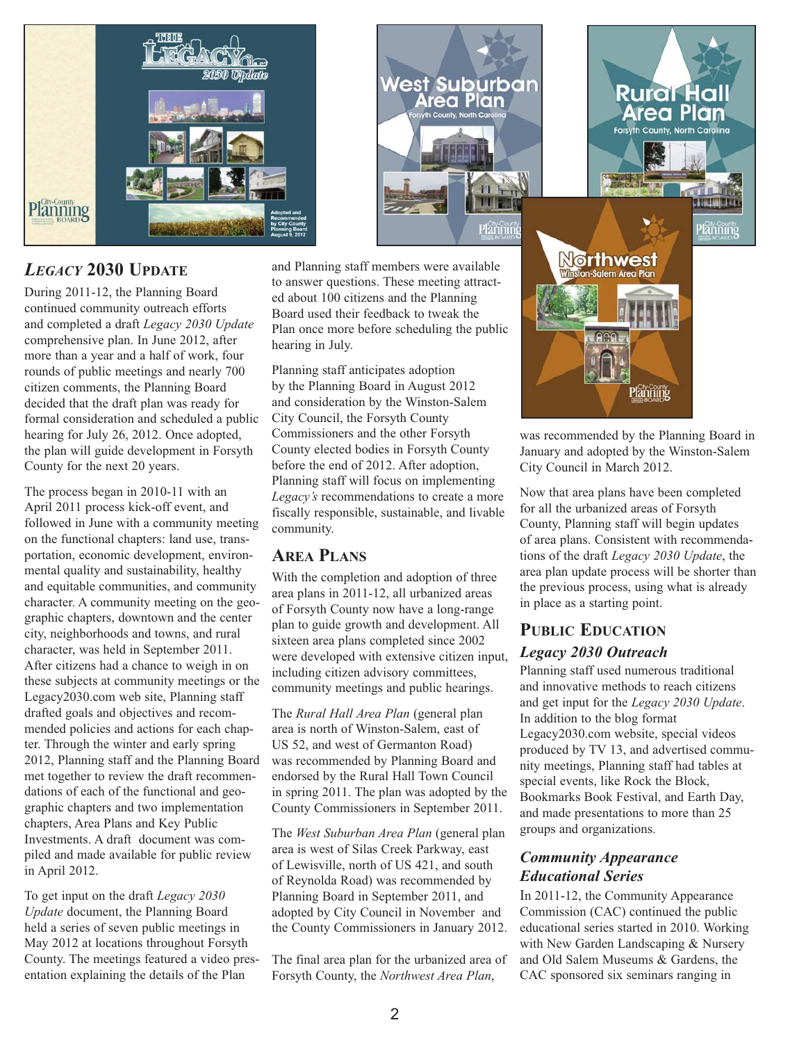## *Legacy* 2030 Update

During 2011-12, the Planning Board continued community outreach efforts and completed a draft *Legacy 2030 Update* comprehensive plan. In June 2012, after more than a year and a half of work, four rounds of public meetings and nearly 700 citizen comments, the Planning Board decided that the draft plan was ready for formal consideration and scheduled a public hearing for July 26, 2012. Once adopted, the plan will guide development in Forsyth County for the next 20 years.

The process began in 2010-11 with an April 2011 process kick-off event, and followed in June with a community meeting on the functional chapters: land use, transportation, economic development, environmental quality and sustainability, healthy and equitable communities, and community character. A community meeting on the geographic chapters, downtown and the center city, neighborhoods and towns, and rural character, was held in September 2011. After citizens had a chance to weigh in on these subjects at community meetings or the Legacy2030.com web site, Planning staff drafted goals and objectives and recommended policies and actions for each chapter. Through the winter and early spring 2012, Planning staff and the Planning Board met together to review the draft recommendations of each of the functional and geographic chapters and two implementation chapters, Area Plans and Key Public Investments. A draft document was compiled and made available for public review in April 2012.

To get input on the draft *Legacy 2030 Update* document, the Planning Board held a series of seven public meetings in May 2012 at locations throughout Forsyth County. The meetings featured a video presentation explaining the details of the Plan and Planning staff members were available to answer questions. These meeting attracted about 100 citizens and the Planning Board used their feedback to tweak the Plan once more before scheduling the public hearing in July.

Planning staff anticipates adoption by the Planning Board in August 2012 and consideration by the Winston-Salem City Council, the Forsyth County Commissioners and the other Forsyth County elected bodies in Forsyth County before the end of 2012. After adoption, Planning staff will focus on implementing *Legacy's* recommendations to create a more fiscally responsible, sustainable, and livable community.

## Area Plans

With the completion and adoption of three area plans in 2011-12, all urbanized areas of Forsyth County now have a long-range plan to guide growth and development. All sixteen area plans completed since 2002 were developed with extensive citizen input, including citizen advisory committees, community meetings and public hearings.

The *Rural Hall Area Plan* (general plan area is north of Winston-Salem, east of US 52, and west of Germanton Road) was recommended by Planning Board and endorsed by the Rural Hall Town Council in spring 2011. The plan was adopted by the County Commissioners in September 2011.

The *West Suburban Area Plan* (general plan area is west of Silas Creek Parkway, east of Lewisville, north of US 421, and south of Reynolda Road) was recommended by Planning Board in September 2011, and adopted by City Council in November and the County Commissioners in January 2012.

The final area plan for the urbanized area of Forsyth County, the *Northwest Area Plan*, was recommended by the Planning Board in January and adopted by the Winston-Salem City Council in March 2012.

Now that area plans have been completed for all the urbanized areas of Forsyth County, Planning staff will begin updates of area plans. Consistent with recommendations of the draft *Legacy 2030 Update*, the area plan update process will be shorter than the previous process, using what is already in place as a starting point.

## Public Education

### *Legacy 2030 Outreach*

Planning staff used numerous traditional and innovative methods to reach citizens and get input for the *Legacy 2030 Update*. In addition to the blog format Legacy2030.com website, special videos produced by TV 13, and advertised community meetings, Planning staff had tables at special events, like Rock the Block, Bookmarks Book Festival, and Earth Day, and made presentations to more than 25 groups and organizations.

### *Community Appearance Educational Series*

In 2011-12, the Community Appearance Commission (CAC) continued the public educational series started in 2010. Working with New Garden Landscaping & Nursery and Old Salem Museums & Gardens, the CAC sponsored six seminars ranging in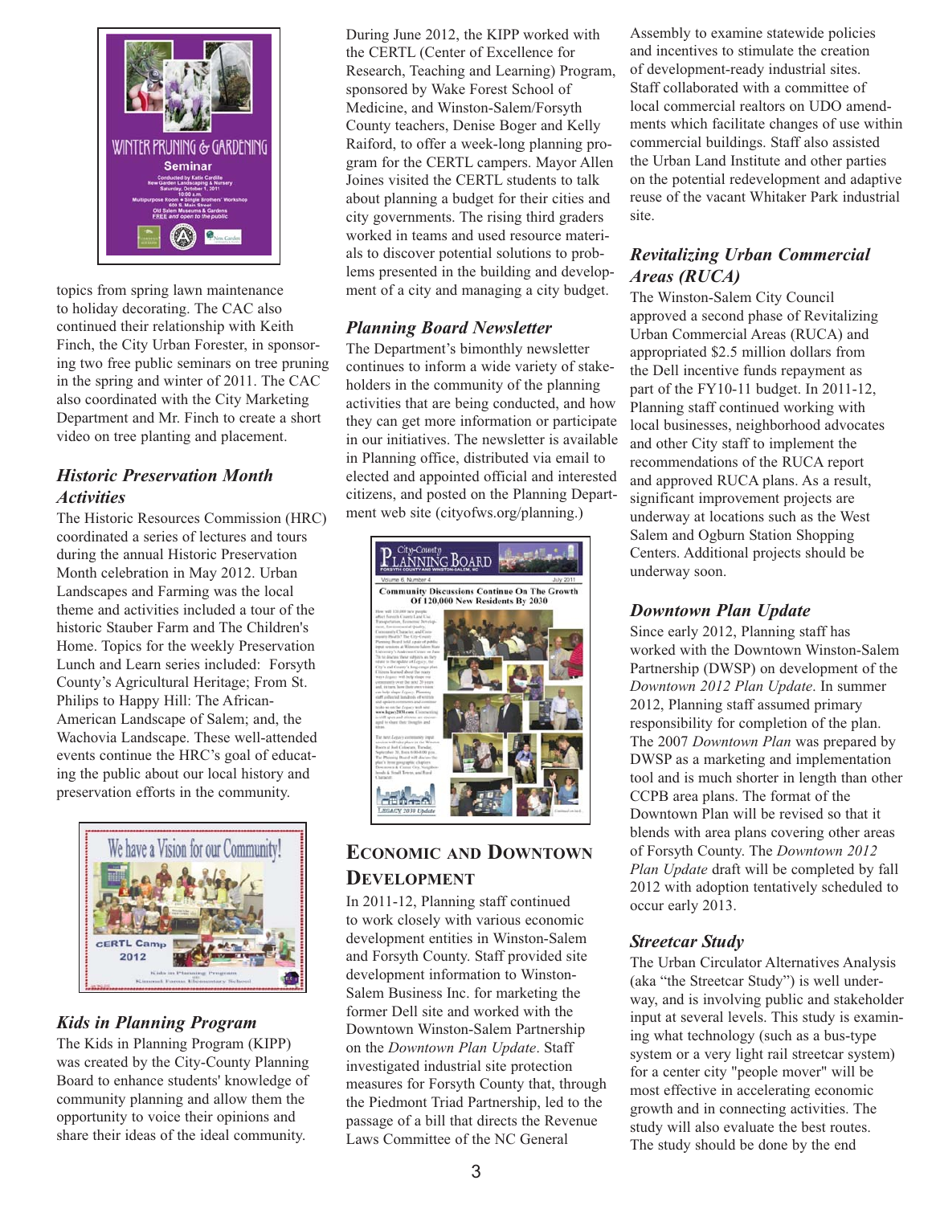topics from spring lawn maintenance to holiday decorating. The CAC also continued their relationship with Keith Finch, the City Urban Forester, in sponsoring two free public seminars on tree pruning in the spring and winter of 2011. The CAC also coordinated with the City Marketing Department and Mr. Finch to create a short video on tree planting and placement.

### *Historic Preservation Month Activities*

The Historic Resources Commission (HRC) coordinated a series of lectures and tours during the annual Historic Preservation Month celebration in May 2012. Urban Landscapes and Farming was the local theme and activities included a tour of the historic Stauber Farm and The Children's Home. Topics for the weekly Preservation Lunch and Learn series included: Forsyth County's Agricultural Heritage; From St. Philips to Happy Hill: The African-American Landscape of Salem; and, the Wachovia Landscape. These well-attended events continue the HRC's goal of educating the public about our local history and preservation efforts in the community.

### *Kids in Planning Program*

The Kids in Planning Program (KIPP) was created by the City-County Planning Board to enhance students' knowledge of community planning and allow them the opportunity to voice their opinions and share their ideas of the ideal community. During June 2012, the KIPP worked with the CERTL (Center of Excellence for Research, Teaching and Learning) Program, sponsored by Wake Forest School of Medicine, and Winston-Salem/Forsyth County teachers, Denise Boger and Kelly Raiford, to offer a week-long planning program for the CERTL campers. Mayor Allen Joines visited the CERTL students to talk about planning a budget for their cities and city governments. The rising third graders worked in teams and used resource materials to discover potential solutions to problems presented in the building and development of a city and managing a city budget.

### *Planning Board Newsletter*

The Department's bimonthly newsletter continues to inform a wide variety of stakeholders in the community of the planning activities that are being conducted, and how they can get more information or participate in our initiatives. The newsletter is available in Planning office, distributed via email to elected and appointed official and interested citizens, and posted on the Planning Department web site (cityofws.org/planning.)

## Economic and Downtown Development

In 2011-12, Planning staff continued to work closely with various economic development entities in Winston-Salem and Forsyth County. Staff provided site development information to Winston-Salem Business Inc. for marketing the former Dell site and worked with the Downtown Winston-Salem Partnership on the *Downtown Plan Update*. Staff investigated industrial site protection measures for Forsyth County that, through the Piedmont Triad Partnership, led to the passage of a bill that directs the Revenue Laws Committee of the NC General Assembly to examine statewide policies and incentives to stimulate the creation of development-ready industrial sites. Staff collaborated with a committee of local commercial realtors on UDO amendments which facilitate changes of use within commercial buildings. Staff also assisted the Urban Land Institute and other parties on the potential redevelopment and adaptive reuse of the vacant Whitaker Park industrial site.

### *Revitalizing Urban Commercial Areas (RUCA)*

The Winston-Salem City Council approved a second phase of Revitalizing Urban Commercial Areas (RUCA) and appropriated $2.5 million dollars from the Dell incentive funds repayment as part of the FY10-11 budget. In 2011-12, Planning staff continued working with local businesses, neighborhood advocates and other City staff to implement the recommendations of the RUCA report and approved RUCA plans. As a result, significant improvement projects are underway at locations such as the West Salem and Ogburn Station Shopping Centers. Additional projects should be underway soon.

### *Downtown Plan Update*

Since early 2012, Planning staff has worked with the Downtown Winston-Salem Partnership (DWSP) on development of the *Downtown 2012 Plan Update*. In summer 2012, Planning staff assumed primary responsibility for completion of the plan. The 2007 *Downtown Plan* was prepared by DWSP as a marketing and implementation tool and is much shorter in length than other CCPB area plans. The format of the Downtown Plan will be revised so that it blends with area plans covering other areas of Forsyth County. The *Downtown 2012 Plan Update* draft will be completed by fall 2012 with adoption tentatively scheduled to occur early 2013.

### *Streetcar Study*

The Urban Circulator Alternatives Analysis (aka "the Streetcar Study") is well underway, and is involving public and stakeholder input at several levels. This study is examining what technology (such as a bus-type system or a very light rail streetcar system) for a center city "people mover" will be most effective in accelerating economic growth and in connecting activities. The study will also evaluate the best routes. The study should be done by the end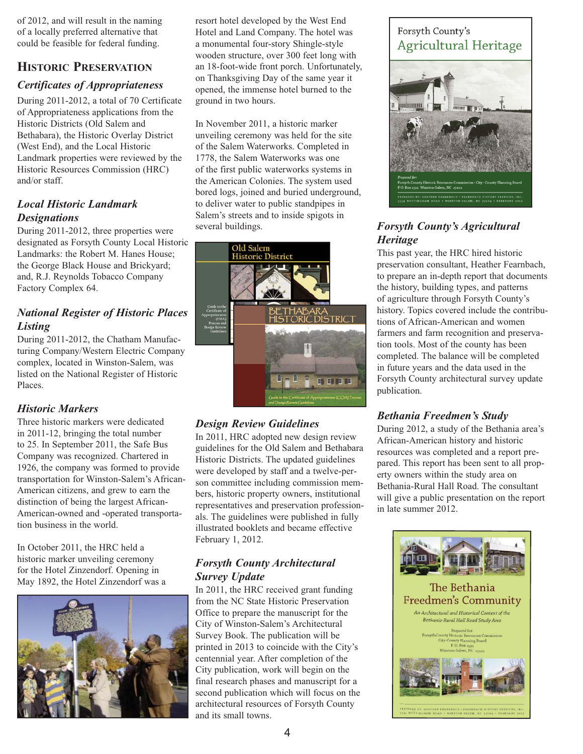of 2012, and will result in the naming of a locally preferred alternative that could be feasible for federal funding.

## Historic Preservation

### Certificates of Appropriateness

During 2011-2012, a total of 70 Certificate of Appropriateness applications from the Historic Districts (Old Salem and Bethabara), the Historic Overlay District (West End), and the Local Historic Landmark properties were reviewed by the Historic Resources Commission (HRC) and/or staff.

### Local Historic Landmark Designations

During 2011-2012, three properties were designated as Forsyth County Local Historic Landmarks: the Robert M. Hanes House; the George Black House and Brickyard; and, R.J. Reynolds Tobacco Company Factory Complex 64.

### National Register of Historic Places Listing

During 2011-2012, the Chatham Manufacturing Company/Western Electric Company complex, located in Winston-Salem, was listed on the National Register of Historic Places.

### Historic Markers

Three historic markers were dedicated in 2011-12, bringing the total number to 25. In September 2011, the Safe Bus Company was recognized. Chartered in 1926, the company was formed to provide transportation for Winston-Salem's African-American citizens, and grew to earn the distinction of being the largest African-American-owned and -operated transportation business in the world.

In October 2011, the HRC held a historic marker unveiling ceremony for the Hotel Zinzendorf. Opening in May 1892, the Hotel Zinzendorf was a resort hotel developed by the West End Hotel and Land Company. The hotel was a monumental four-story Shingle-style wooden structure, over 300 feet long with an 18-foot-wide front porch. Unfortunately, on Thanksgiving Day of the same year it opened, the immense hotel burned to the ground in two hours.

In November 2011, a historic marker unveiling ceremony was held for the site of the Salem Waterworks. Completed in 1778, the Salem Waterworks was one of the first public waterworks systems in the American Colonies. The system used bored logs, joined and buried underground, to deliver water to public standpipes in Salem's streets and to inside spigots in several buildings.

### Design Review Guidelines

In 2011, HRC adopted new design review guidelines for the Old Salem and Bethabara Historic Districts. The updated guidelines were developed by staff and a twelve-person committee including commission members, historic property owners, institutional representatives and preservation professionals. The guidelines were published in fully illustrated booklets and became effective February 1, 2012.

### Forsyth County Architectural Survey Update

In 2011, the HRC received grant funding from the NC State Historic Preservation Office to prepare the manuscript for the City of Winston-Salem's Architectural Survey Book. The publication will be printed in 2013 to coincide with the City's centennial year. After completion of the City publication, work will begin on the final research phases and manuscript for a second publication which will focus on the architectural resources of Forsyth County and its small towns.

### Forsyth County's Agricultural Heritage

This past year, the HRC hired historic preservation consultant, Heather Fearnbach, to prepare an in-depth report that documents the history, building types, and patterns of agriculture through Forsyth County's history. Topics covered include the contributions of African-American and women farmers and farm recognition and preservation tools. Most of the county has been completed. The balance will be completed in future years and the data used in the Forsyth County architectural survey update publication.

### Bethania Freedmen's Study

During 2012, a study of the Bethania area's African-American history and historic resources was completed and a report prepared. This report has been sent to all property owners within the study area on Bethania-Rural Hall Road. The consultant will give a public presentation on the report in late summer 2012.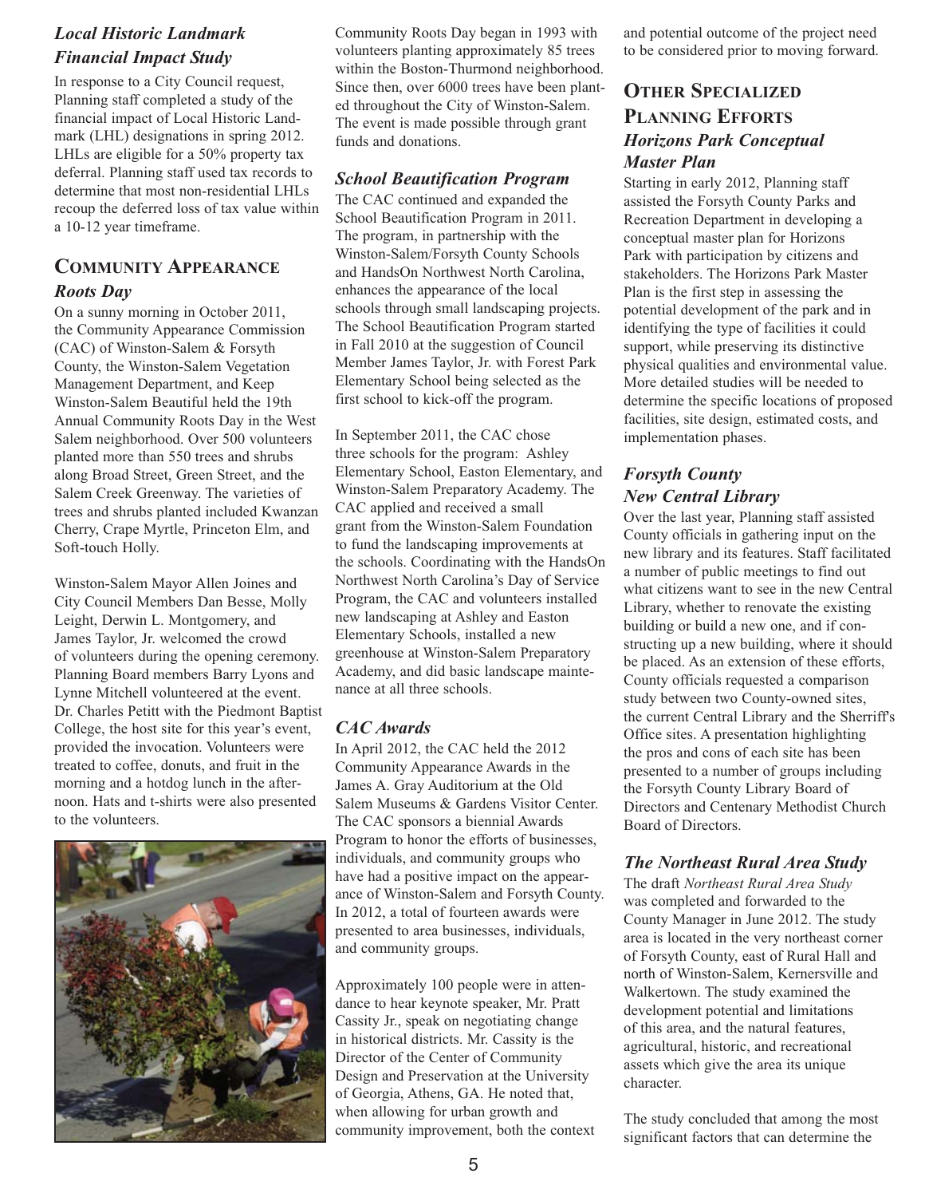### *Local Historic Landmark Financial Impact Study*

In response to a City Council request, Planning staff completed a study of the financial impact of Local Historic Landmark (LHL) designations in spring 2012. LHLs are eligible for a 50% property tax deferral. Planning staff used tax records to determine that most non-residential LHLs recoup the deferred loss of tax value within a 10-12 year timeframe.

## Community Appearance

### *Roots Day*

On a sunny morning in October 2011, the Community Appearance Commission (CAC) of Winston-Salem & Forsyth County, the Winston-Salem Vegetation Management Department, and Keep Winston-Salem Beautiful held the 19th Annual Community Roots Day in the West Salem neighborhood. Over 500 volunteers planted more than 550 trees and shrubs along Broad Street, Green Street, and the Salem Creek Greenway. The varieties of trees and shrubs planted included Kwanzan Cherry, Crape Myrtle, Princeton Elm, and Soft-touch Holly.

Winston-Salem Mayor Allen Joines and City Council Members Dan Besse, Molly Leight, Derwin L. Montgomery, and James Taylor, Jr. welcomed the crowd of volunteers during the opening ceremony. Planning Board members Barry Lyons and Lynne Mitchell volunteered at the event. Dr. Charles Petitt with the Piedmont Baptist College, the host site for this year's event, provided the invocation. Volunteers were treated to coffee, donuts, and fruit in the morning and a hotdog lunch in the afternoon. Hats and t-shirts were also presented to the volunteers.

Community Roots Day began in 1993 with volunteers planting approximately 85 trees within the Boston-Thurmond neighborhood. Since then, over 6000 trees have been planted throughout the City of Winston-Salem. The event is made possible through grant funds and donations.

### *School Beautification Program*

The CAC continued and expanded the School Beautification Program in 2011. The program, in partnership with the Winston-Salem/Forsyth County Schools and HandsOn Northwest North Carolina, enhances the appearance of the local schools through small landscaping projects. The School Beautification Program started in Fall 2010 at the suggestion of Council Member James Taylor, Jr. with Forest Park Elementary School being selected as the first school to kick-off the program.

In September 2011, the CAC chose three schools for the program: Ashley Elementary School, Easton Elementary, and Winston-Salem Preparatory Academy. The CAC applied and received a small grant from the Winston-Salem Foundation to fund the landscaping improvements at the schools. Coordinating with the HandsOn Northwest North Carolina's Day of Service Program, the CAC and volunteers installed new landscaping at Ashley and Easton Elementary Schools, installed a new greenhouse at Winston-Salem Preparatory Academy, and did basic landscape maintenance at all three schools.

### *CAC Awards*

In April 2012, the CAC held the 2012 Community Appearance Awards in the James A. Gray Auditorium at the Old Salem Museums & Gardens Visitor Center. The CAC sponsors a biennial Awards Program to honor the efforts of businesses, individuals, and community groups who have had a positive impact on the appearance of Winston-Salem and Forsyth County. In 2012, a total of fourteen awards were presented to area businesses, individuals, and community groups.

Approximately 100 people were in attendance to hear keynote speaker, Mr. Pratt Cassity Jr., speak on negotiating change in historical districts. Mr. Cassity is the Director of the Center of Community Design and Preservation at the University of Georgia, Athens, GA. He noted that, when allowing for urban growth and community improvement, both the context and potential outcome of the project need to be considered prior to moving forward.

## Other Specialized Planning Efforts

### *Horizons Park Conceptual Master Plan*

Starting in early 2012, Planning staff assisted the Forsyth County Parks and Recreation Department in developing a conceptual master plan for Horizons Park with participation by citizens and stakeholders. The Horizons Park Master Plan is the first step in assessing the potential development of the park and in identifying the type of facilities it could support, while preserving its distinctive physical qualities and environmental value. More detailed studies will be needed to determine the specific locations of proposed facilities, site design, estimated costs, and implementation phases.

### *Forsyth County New Central Library*

Over the last year, Planning staff assisted County officials in gathering input on the new library and its features. Staff facilitated a number of public meetings to find out what citizens want to see in the new Central Library, whether to renovate the existing building or build a new one, and if constructing up a new building, where it should be placed. As an extension of these efforts, County officials requested a comparison study between two County-owned sites, the current Central Library and the Sherriff's Office sites. A presentation highlighting the pros and cons of each site has been presented to a number of groups including the Forsyth County Library Board of Directors and Centenary Methodist Church Board of Directors.

### *The Northeast Rural Area Study*

The draft *Northeast Rural Area Study* was completed and forwarded to the County Manager in June 2012. The study area is located in the very northeast corner of Forsyth County, east of Rural Hall and north of Winston-Salem, Kernersville and Walkertown. The study examined the development potential and limitations of this area, and the natural features, agricultural, historic, and recreational assets which give the area its unique character.

The study concluded that among the most significant factors that can determine the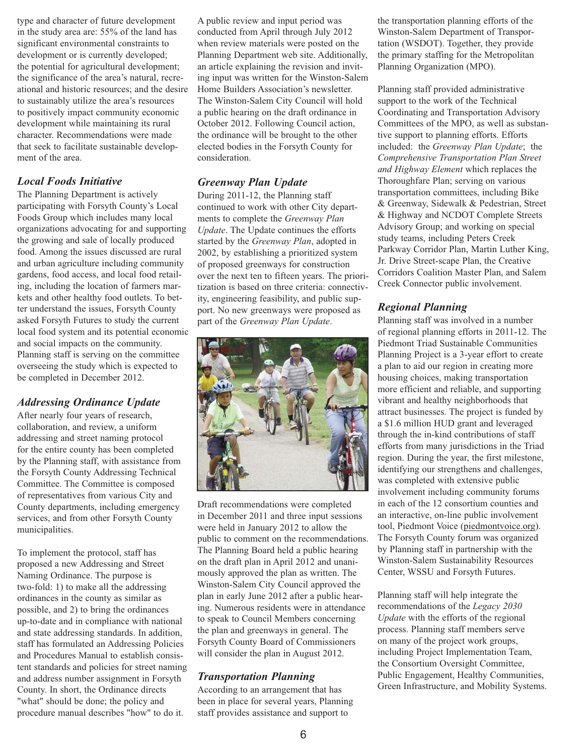type and character of future development in the study area are: 55% of the land has significant environmental constraints to development or is currently developed; the potential for agricultural development; the significance of the area's natural, recreational and historic resources; and the desire to sustainably utilize the area's resources to positively impact community economic development while maintaining its rural character. Recommendations were made that seek to facilitate sustainable development of the area.

### *Local Foods Initiative*

The Planning Department is actively participating with Forsyth County's Local Foods Group which includes many local organizations advocating for and supporting the growing and sale of locally produced food. Among the issues discussed are rural and urban agriculture including community gardens, food access, and local food retailing, including the location of farmers markets and other healthy food outlets. To better understand the issues, Forsyth County asked Forsyth Futures to study the current local food system and its potential economic and social impacts on the community. Planning staff is serving on the committee overseeing the study which is expected to be completed in December 2012.

### *Addressing Ordinance Update*

After nearly four years of research, collaboration, and review, a uniform addressing and street naming protocol for the entire county has been completed by the Planning staff, with assistance from the Forsyth County Addressing Technical Committee. The Committee is composed of representatives from various City and County departments, including emergency services, and from other Forsyth County municipalities.

To implement the protocol, staff has proposed a new Addressing and Street Naming Ordinance. The purpose is two-fold: 1) to make all the addressing ordinances in the county as similar as possible, and 2) to bring the ordinances up-to-date and in compliance with national and state addressing standards. In addition, staff has formulated an Addressing Policies and Procedures Manual to establish consistent standards and policies for street naming and address number assignment in Forsyth County. In short, the Ordinance directs "what" should be done; the policy and procedure manual describes "how" to do it.

A public review and input period was conducted from April through July 2012 when review materials were posted on the Planning Department web site. Additionally, an article explaining the revision and inviting input was written for the Winston-Salem Home Builders Association's newsletter. The Winston-Salem City Council will hold a public hearing on the draft ordinance in October 2012. Following Council action, the ordinance will be brought to the other elected bodies in the Forsyth County for consideration.

### *Greenway Plan Update*

During 2011-12, the Planning staff continued to work with other City departments to complete the *Greenway Plan Update*. The Update continues the efforts started by the *Greenway Plan*, adopted in 2002, by establishing a prioritized system of proposed greenways for construction over the next ten to fifteen years. The prioritization is based on three criteria: connectivity, engineering feasibility, and public support. No new greenways were proposed as part of the *Greenway Plan Update*.

Draft recommendations were completed in December 2011 and three input sessions were held in January 2012 to allow the public to comment on the recommendations. The Planning Board held a public hearing on the draft plan in April 2012 and unanimously approved the plan as written. The Winston-Salem City Council approved the plan in early June 2012 after a public hearing. Numerous residents were in attendance to speak to Council Members concerning the plan and greenways in general. The Forsyth County Board of Commissioners will consider the plan in August 2012.

### *Transportation Planning*

According to an arrangement that has been in place for several years, Planning staff provides assistance and support to the transportation planning efforts of the Winston-Salem Department of Transportation (WSDOT). Together, they provide the primary staffing for the Metropolitan Planning Organization (MPO).

Planning staff provided administrative support to the work of the Technical Coordinating and Transportation Advisory Committees of the MPO, as well as substantive support to planning efforts. Efforts included: the *Greenway Plan Update*; the *Comprehensive Transportation Plan Street and Highway Element* which replaces the Thoroughfare Plan; serving on various transportation committees, including Bike & Greenway, Sidewalk & Pedestrian, Street & Highway and NCDOT Complete Streets Advisory Group; and working on special study teams, including Peters Creek Parkway Corridor Plan, Martin Luther King, Jr. Drive Street-scape Plan, the Creative Corridors Coalition Master Plan, and Salem Creek Connector public involvement.

### *Regional Planning*

Planning staff was involved in a number of regional planning efforts in 2011-12. The Piedmont Triad Sustainable Communities Planning Project is a 3-year effort to create a plan to aid our region in creating more housing choices, making transportation more efficient and reliable, and supporting vibrant and healthy neighborhoods that attract businesses. The project is funded by a $1.6 million HUD grant and leveraged through the in-kind contributions of staff efforts from many jurisdictions in the Triad region. During the year, the first milestone, identifying our strengthens and challenges, was completed with extensive public involvement including community forums in each of the 12 consortium counties and an interactive, on-line public involvement tool, Piedmont Voice (piedmontvoice.org). The Forsyth County forum was organized by Planning staff in partnership with the Winston-Salem Sustainability Resources Center, WSSU and Forsyth Futures.

Planning staff will help integrate the recommendations of the *Legacy 2030 Update* with the efforts of the regional process. Planning staff members serve on many of the project work groups, including Project Implementation Team, the Consortium Oversight Committee, Public Engagement, Healthy Communities, Green Infrastructure, and Mobility Systems.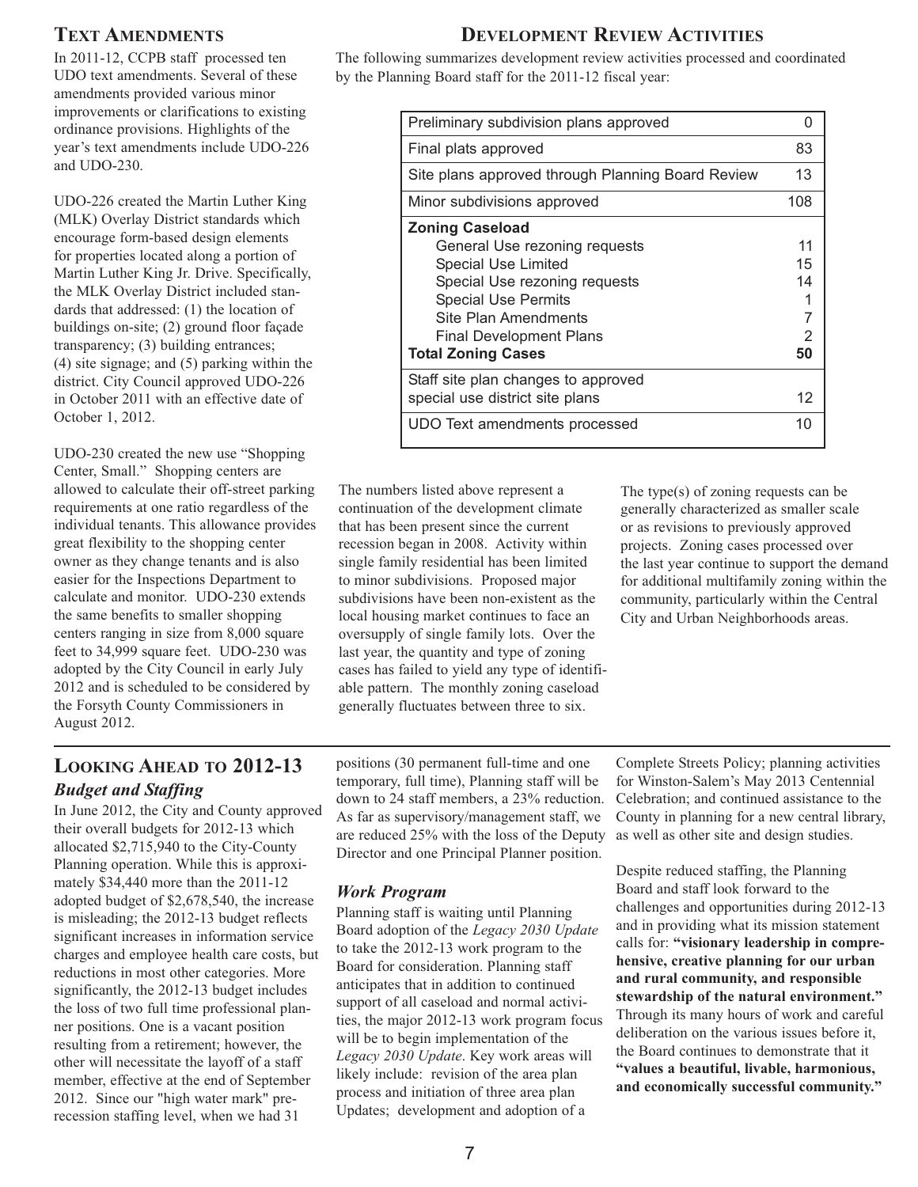## Text Amendments

In 2011-12, CCPB staff processed ten UDO text amendments. Several of these amendments provided various minor improvements or clarifications to existing ordinance provisions. Highlights of the year's text amendments include UDO-226 and UDO-230.

UDO-226 created the Martin Luther King (MLK) Overlay District standards which encourage form-based design elements for properties located along a portion of Martin Luther King Jr. Drive. Specifically, the MLK Overlay District included standards that addressed: (1) the location of buildings on-site; (2) ground floor façade transparency; (3) building entrances; (4) site signage; and (5) parking within the district. City Council approved UDO-226 in October 2011 with an effective date of October 1, 2012.

UDO-230 created the new use "Shopping Center, Small." Shopping centers are allowed to calculate their off-street parking requirements at one ratio regardless of the individual tenants. This allowance provides great flexibility to the shopping center owner as they change tenants and is also easier for the Inspections Department to calculate and monitor. UDO-230 extends the same benefits to smaller shopping centers ranging in size from 8,000 square feet to 34,999 square feet. UDO-230 was adopted by the City Council in early July 2012 and is scheduled to be considered by the Forsyth County Commissioners in August 2012.

## Development Review Activities

The following summarizes development review activities processed and coordinated by the Planning Board staff for the 2011-12 fiscal year:

| | |
|---|---|
| Preliminary subdivision plans approved | 0 |
| Final plats approved | 83 |
| Site plans approved through Planning Board Review | 13 |
| Minor subdivisions approved | 108 |
| **Zoning Caseload** | |
| General Use rezoning requests | 11 |
| Special Use Limited | 15 |
| Special Use rezoning requests | 14 |
| Special Use Permits | 1 |
| Site Plan Amendments | 7 |
| Final Development Plans | 2 |
| **Total Zoning Cases** | **50** |
| Staff site plan changes to approved special use district site plans | 12 |
| UDO Text amendments processed | 10 |

The numbers listed above represent a continuation of the development climate that has been present since the current recession began in 2008. Activity within single family residential has been limited to minor subdivisions. Proposed major subdivisions have been non-existent as the local housing market continues to face an oversupply of single family lots. Over the last year, the quantity and type of zoning cases has failed to yield any type of identifiable pattern. The monthly zoning caseload generally fluctuates between three to six.

The type(s) of zoning requests can be generally characterized as smaller scale or as revisions to previously approved projects. Zoning cases processed over the last year continue to support the demand for additional multifamily zoning within the community, particularly within the Central City and Urban Neighborhoods areas.

## Looking Ahead to 2012-13

### *Budget and Staffing*

In June 2012, the City and County approved their overall budgets for 2012-13 which allocated $2,715,940 to the City-County Planning operation. While this is approximately $34,440 more than the 2011-12 adopted budget of $2,678,540, the increase is misleading; the 2012-13 budget reflects significant increases in information service charges and employee health care costs, but reductions in most other categories. More significantly, the 2012-13 budget includes the loss of two full time professional planner positions. One is a vacant position resulting from a retirement; however, the other will necessitate the layoff of a staff member, effective at the end of September 2012. Since our "high water mark" pre-recession staffing level, when we had 31 positions (30 permanent full-time and one temporary, full time), Planning staff will be down to 24 staff members, a 23% reduction. As far as supervisory/management staff, we are reduced 25% with the loss of the Deputy Director and one Principal Planner position.

### *Work Program*

Planning staff is waiting until Planning Board adoption of the *Legacy 2030 Update* to take the 2012-13 work program to the Board for consideration. Planning staff anticipates that in addition to continued support of all caseload and normal activities, the major 2012-13 work program focus will be to begin implementation of the *Legacy 2030 Update*. Key work areas will likely include: revision of the area plan process and initiation of three area plan Updates; development and adoption of a Complete Streets Policy; planning activities for Winston-Salem's May 2013 Centennial Celebration; and continued assistance to the County in planning for a new central library, as well as other site and design studies.

Despite reduced staffing, the Planning Board and staff look forward to the challenges and opportunities during 2012-13 and in providing what its mission statement calls for: **"visionary leadership in comprehensive, creative planning for our urban and rural community, and responsible stewardship of the natural environment."** Through its many hours of work and careful deliberation on the various issues before it, the Board continues to demonstrate that it **"values a beautiful, livable, harmonious, and economically successful community."**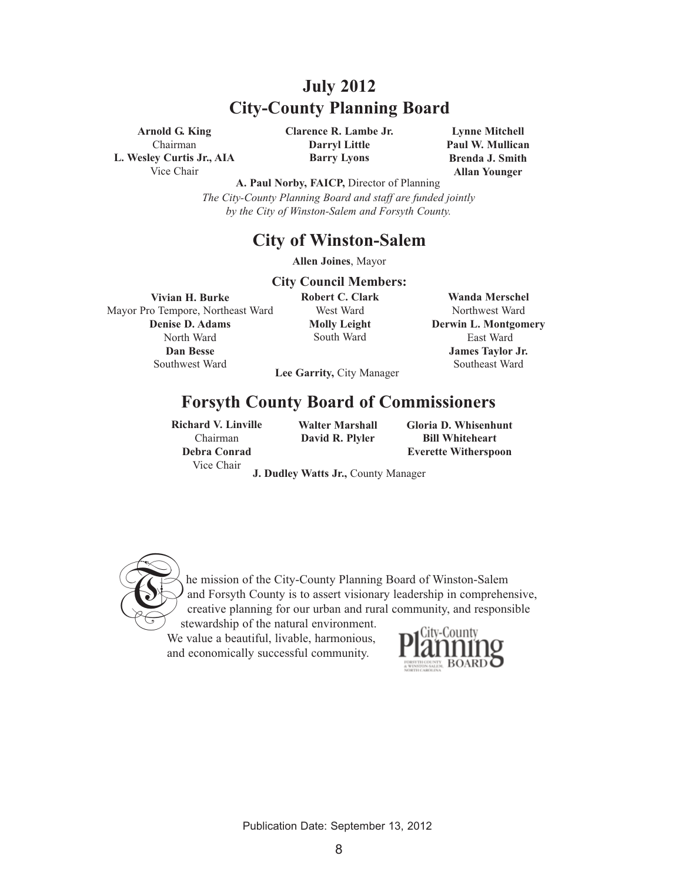# July 2012
# City-County Planning Board

**Arnold G. King**
Chairman
**L. Wesley Curtis Jr., AIA**
Vice Chair

**Clarence R. Lambe Jr.**
**Darryl Little**
**Barry Lyons**

**Lynne Mitchell**
**Paul W. Mullican**
**Brenda J. Smith**
**Allan Younger**

**A. Paul Norby, FAICP,** Director of Planning

*The City-County Planning Board and staff are funded jointly by the City of Winston-Salem and Forsyth County.*

## City of Winston-Salem

**Allen Joines**, Mayor

### City Council Members:

**Vivian H. Burke**
Mayor Pro Tempore, Northeast Ward
**Denise D. Adams**
North Ward
**Dan Besse**
Southwest Ward

**Robert C. Clark**
West Ward
**Molly Leight**
South Ward

**Wanda Merschel**
Northwest Ward
**Derwin L. Montgomery**
East Ward
**James Taylor Jr.**
Southeast Ward

**Lee Garrity,** City Manager

## Forsyth County Board of Commissioners

**Richard V. Linville**
Chairman
**Debra Conrad**
Vice Chair

**Walter Marshall**
**David R. Plyler**

**Gloria D. Whisenhunt**
**Bill Whiteheart**
**Everette Witherspoon**

**J. Dudley Watts Jr.,** County Manager

The mission of the City-County Planning Board of Winston-Salem and Forsyth County is to assert visionary leadership in comprehensive, creative planning for our urban and rural community, and responsible stewardship of the natural environment.
We value a beautiful, livable, harmonious, and economically successful community.

Publication Date: September 13, 2012